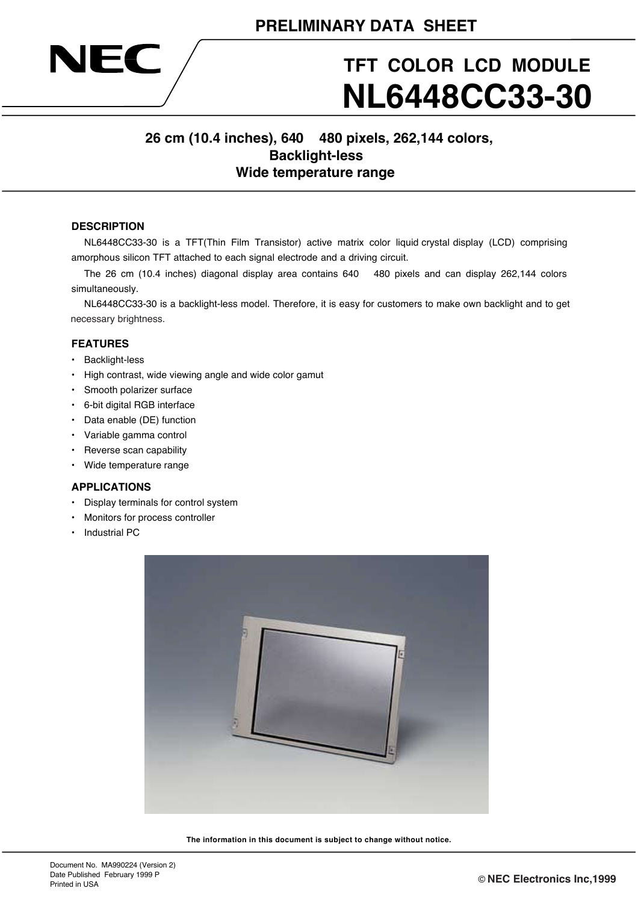PRELIMINARY DATA SHEET

NEC

# TFT COLOR LCD MODULE

# NL6448CC33-30

## 26 cm (10.4 inches), 640 480 pixels, 262,144 colors, Backlight-less Wide temperature range

### DESCRIPTION

NL6448CC33-30 is a TFT(Thin Film Transistor) active matrix color liquid crystal display (LCD) comprising amorphous silicon TFT attached to each signal electrode and a driving circuit.

The 26 cm (10.4 inches) diagonal display area contains 640 480 pixels and can display 262,144 colors simultaneously.

NL6448CC33-30 is a backlight-less model. Therefore, it is easy for customers to make own backlight and to get necessary brightness.

### FEATURES

- Backlight-less
- High contrast, wide viewing angle and wide color gamut
- Smooth polarizer surface
- 6-bit digital RGB interface
- Data enable (DE) function
- Variable gamma control
- Reverse scan capability
- Wide temperature range

### APPLICATIONS

- Display terminals for control system
- Monitors for process controller
- Industrial PC

**The information in this document is subject to change without notice.**

Document No. MA990224 (Version 2)
Date Published February 1999 P
Printed in USA

© NEC Electronics Inc,1999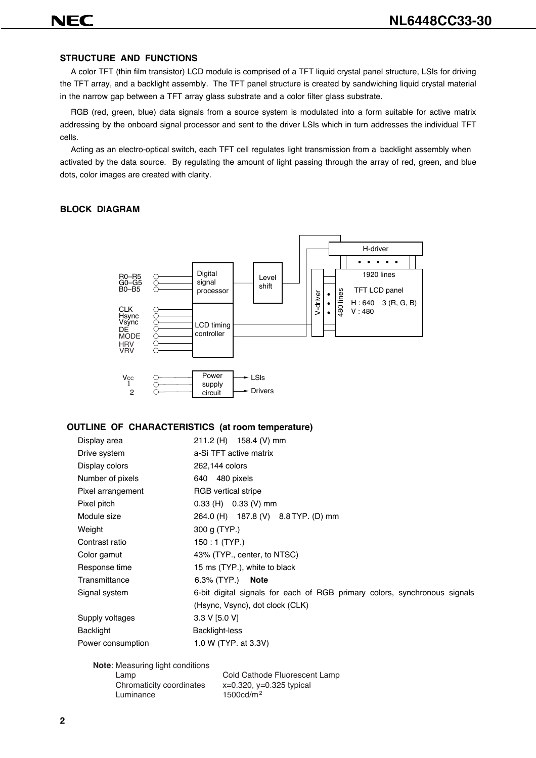## STRUCTURE AND FUNCTIONS

A color TFT (thin film transistor) LCD module is comprised of a TFT liquid crystal panel structure, LSIs for driving the TFT array, and a backlight assembly. The TFT panel structure is created by sandwiching liquid crystal material in the narrow gap between a TFT array glass substrate and a color filter glass substrate.

RGB (red, green, blue) data signals from a source system is modulated into a form suitable for active matrix addressing by the onboard signal processor and sent to the driver LSIs which in turn addresses the individual TFT cells.

Acting as an electro-optical switch, each TFT cell regulates light transmission from a backlight assembly when activated by the data source. By regulating the amount of light passing through the array of red, green, and blue dots, color images are created with clarity.

## BLOCK DIAGRAM

R0–R5
G0–G5
B0–B5
CLK
Hsync
Vsync
DE
MODE
HRV
VRV

Digital signal processor
LCD timing controller
Level shift
H-driver
V-driver
1920 lines
480 lines
TFT LCD panel
H : 640 × 3 (R, G, B)
V : 480

$V_{CC}$
1
2

Power supply circuit
→ LSIs
→ Drivers

## OUTLINE OF CHARACTERISTICS (at room temperature)

| | |
|---|---|
| Display area | 211.2 (H) × 158.4 (V) mm |
| Drive system | a-Si TFT active matrix |
| Display colors | 262,144 colors |
| Number of pixels | 640 × 480 pixels |
| Pixel arrangement | RGB vertical stripe |
| Pixel pitch | 0.33 (H) × 0.33 (V) mm |
| Module size | 264.0 (H) × 187.8 (V) × 8.8 TYP. (D) mm |
| Weight | 300 g (TYP.) |
| Contrast ratio | 150 : 1 (TYP.) |
| Color gamut | 43% (TYP., center, to NTSC) |
| Response time | 15 ms (TYP.), white to black |
| Transmittance | 6.3% (TYP.) **Note** |
| Signal system | 6-bit digital signals for each of RGB primary colors, synchronous signals (Hsync, Vsync), dot clock (CLK) |
| Supply voltages | 3.3 V [5.0 V] |
| Backlight | Backlight-less |
| Power consumption | 1.0 W (TYP. at 3.3V) |

**Note**: Measuring light conditions

| | |
|---|---|
| Lamp | Cold Cathode Fluorescent Lamp |
| Chromaticity coordinates | x=0.320, y=0.325 typical |
| Luminance | 1500cd/m$^2$ |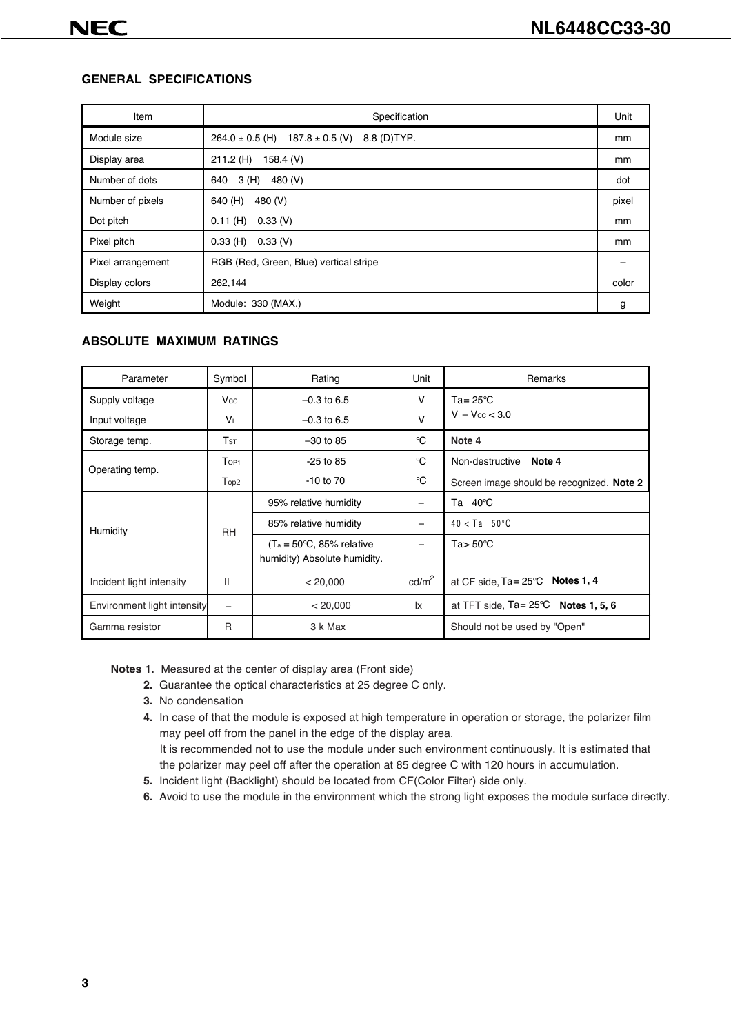### GENERAL SPECIFICATIONS

| Item | Specification | Unit |
|---|---|---|
| Module size | 264.0 ± 0.5 (H) 187.8 ± 0.5 (V) 8.8 (D)TYP. | mm |
| Display area | 211.2 (H) 158.4 (V) | mm |
| Number of dots | 640 3 (H) 480 (V) | dot |
| Number of pixels | 640 (H) 480 (V) | pixel |
| Dot pitch | 0.11 (H) 0.33 (V) | mm |
| Pixel pitch | 0.33 (H) 0.33 (V) | mm |
| Pixel arrangement | RGB (Red, Green, Blue) vertical stripe | – |
| Display colors | 262,144 | color |
| Weight | Module: 330 (MAX.) | g |

### ABSOLUTE MAXIMUM RATINGS

| Parameter | Symbol | Rating | Unit | Remarks |
|---|---|---|---|---|
| Supply voltage | $V_{CC}$ | –0.3 to 6.5 | V | Ta = 25°C $V_I - V_{CC} < 3.0$ |
| Input voltage | $V_I$ | –0.3 to 6.5 | V | |
| Storage temp. | $T_{ST}$ | –30 to 85 | °C | **Note 4** |
| Operating temp. | $T_{OP1}$ | -25 to 85 | °C | Non-destructive **Note 4** |
| | $T_{op2}$ | -10 to 70 | °C | Screen image should be recognized. **Note 2** |
| Humidity | RH | 95% relative humidity | – | Ta 40°C |
| | | 85% relative humidity | – | 40 < Ta 50°C |
| | | ($T_a$ = 50°C, 85% relative humidity) Absolute humidity. | – | Ta > 50°C |
| Incident light intensity | II | < 20,000 | cd/m² | at CF side, Ta = 25°C **Notes 1, 4** |
| Environment light intensity | – | < 20,000 | lx | at TFT side, Ta = 25°C **Notes 1, 5, 6** |
| Gamma resistor | R | 3 k Max | | Should not be used by "Open" |

**Notes 1.** Measured at the center of display area (Front side)

**2.** Guarantee the optical characteristics at 25 degree C only.

**3.** No condensation

**4.** In case of that the module is exposed at high temperature in operation or storage, the polarizer film may peel off from the panel in the edge of the display area.
It is recommended not to use the module under such environment continuously. It is estimated that the polarizer may peel off after the operation at 85 degree C with 120 hours in accumulation.

**5.** Incident light (Backlight) should be located from CF(Color Filter) side only.

**6.** Avoid to use the module in the environment which the strong light exposes the module surface directly.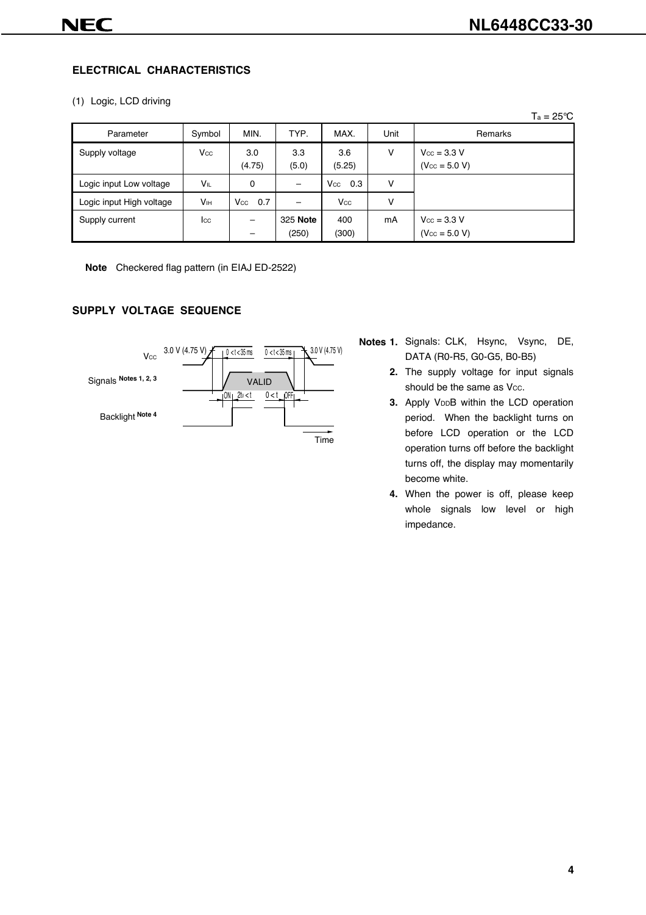## ELECTRICAL CHARACTERISTICS

(1) Logic, LCD driving

$T_a = 25°C$

| Parameter | Symbol | MIN. | TYP. | MAX. | Unit | Remarks |
|---|---|---|---|---|---|---|
| Supply voltage | $V_{CC}$ | 3.0 (4.75) | 3.3 (5.0) | 3.6 (5.25) | V | $V_{CC}$ = 3.3 V ($V_{CC}$ = 5.0 V) |
| Logic input Low voltage | $V_{IL}$ | 0 | – | $V_{CC}$ 0.3 | V | |
| Logic input High voltage | $V_{IH}$ | $V_{CC}$ 0.7 | – | $V_{CC}$ | V | |
| Supply current | $I_{CC}$ | – – | 325 **Note** (250) | 400 (300) | mA | $V_{CC}$ = 3.3 V ($V_{CC}$ = 5.0 V) |

**Note** Checkered flag pattern (in EIAJ ED-2522)

## SUPPLY VOLTAGE SEQUENCE

$V_{CC}$

3.0 V (4.75 V)

0 < t < 35 ms

0 < t < 35 ms

3.0 V (4.75 V)

Signals **Notes 1, 2, 3**

VALID

ON 2ꟷ < t

0 < t OFF

Backlight **Note 4**

Time

**Notes 1.** Signals: CLK, Hsync, Vsync, DE, DATA (R0-R5, G0-G5, B0-B5)

**2.** The supply voltage for input signals should be the same as $V_{CC}$.

**3.** Apply $V_{DD}$B within the LCD operation period. When the backlight turns on before LCD operation or the LCD operation turns off before the backlight turns off, the display may momentarily become white.

**4.** When the power is off, please keep whole signals low level or high impedance.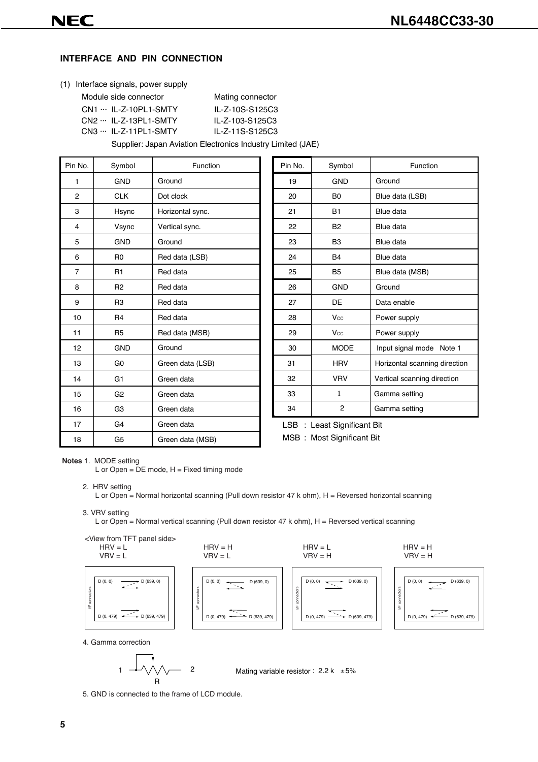## INTERFACE AND PIN CONNECTION

(1) Interface signals, power supply

| Module side connector | Mating connector |
|---|---|
| CN1 ··· IL-Z-10PL1-SMTY | IL-Z-10S-S125C3 |
| CN2 ··· IL-Z-13PL1-SMTY | IL-Z-103-S125C3 |
| CN3 ··· IL-Z-11PL1-SMTY | IL-Z-11S-S125C3 |

Supplier: Japan Aviation Electronics Industry Limited (JAE)

| Pin No. | Symbol | Function |
|---|---|---|
| 1 | GND | Ground |
| 2 | CLK | Dot clock |
| 3 | Hsync | Horizontal sync. |
| 4 | Vsync | Vertical sync. |
| 5 | GND | Ground |
| 6 | R0 | Red data (LSB) |
| 7 | R1 | Red data |
| 8 | R2 | Red data |
| 9 | R3 | Red data |
| 10 | R4 | Red data |
| 11 | R5 | Red data (MSB) |
| 12 | GND | Ground |
| 13 | G0 | Green data (LSB) |
| 14 | G1 | Green data |
| 15 | G2 | Green data |
| 16 | G3 | Green data |
| 17 | G4 | Green data |
| 18 | G5 | Green data (MSB) |
| 19 | GND | Ground |
| 20 | B0 | Blue data (LSB) |
| 21 | B1 | Blue data |
| 22 | B2 | Blue data |
| 23 | B3 | Blue data |
| 24 | B4 | Blue data |
| 25 | B5 | Blue data (MSB) |
| 26 | GND | Ground |
| 27 | DE | Data enable |
| 28 | $V_{CC}$ | Power supply |
| 29 | $V_{CC}$ | Power supply |
| 30 | MODE | Input signal mode Note 1 |
| 31 | HRV | Horizontal scanning direction |
| 32 | VRV | Vertical scanning direction |
| 33 | 1 | Gamma setting |
| 34 | 2 | Gamma setting |

LSB : Least Significant Bit

MSB : Most Significant Bit

**Notes** 1. MODE setting
L or Open = DE mode, H = Fixed timing mode

2. HRV setting
L or Open = Normal horizontal scanning (Pull down resistor 47 k ohm), H = Reversed horizontal scanning

3. VRV setting
L or Open = Normal vertical scanning (Pull down resistor 47 k ohm), H = Reversed vertical scanning

<View from TFT panel side>

HRV = L
VRV = L

HRV = H
VRV = L

HRV = L
VRV = H

HRV = H
VRV = H

I/F connectors

D (0, 0) D (639, 0)

D (0, 479) D (639, 479)

4. Gamma correction

1 2

R

Mating variable resistor : 2.2 k ±5%

5. GND is connected to the frame of LCD module.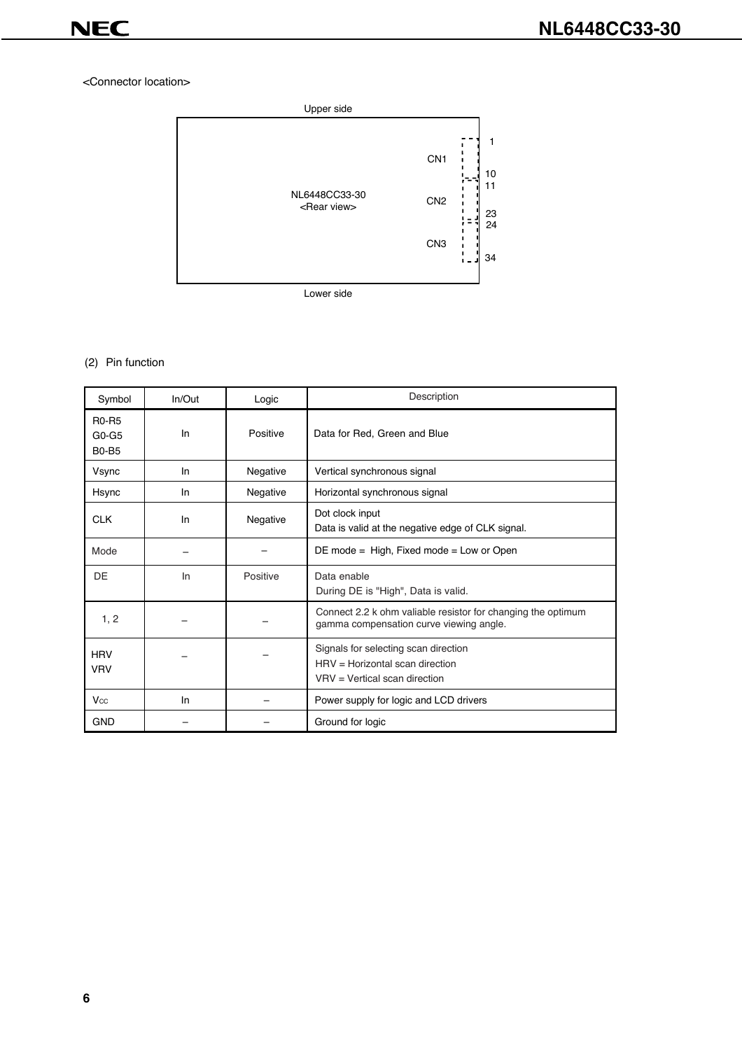<Connector location>

Upper side

NL6448CC33-30
<Rear view>

CN1
CN2
CN3

1
10
11
23
24
34

Lower side

(2) Pin function

| Symbol | In/Out | Logic | Description |
|---|---|---|---|
| R0-R5 G0-G5 B0-B5 | In | Positive | Data for Red, Green and Blue |
| Vsync | In | Negative | Vertical synchronous signal |
| Hsync | In | Negative | Horizontal synchronous signal |
| CLK | In | Negative | Dot clock input<br>Data is valid at the negative edge of CLK signal. |
| Mode | – | – | DE mode = High, Fixed mode = Low or Open |
| DE | In | Positive | Data enable<br>During DE is "High", Data is valid. |
| 1, 2 | – | – | Connect 2.2 k ohm valiable resistor for changing the optimum gamma compensation curve viewing angle. |
| HRV VRV | – | – | Signals for selecting scan direction<br>HRV = Horizontal scan direction<br>VRV = Vertical scan direction |
| $V_{CC}$ | In | – | Power supply for logic and LCD drivers |
| GND | – | – | Ground for logic |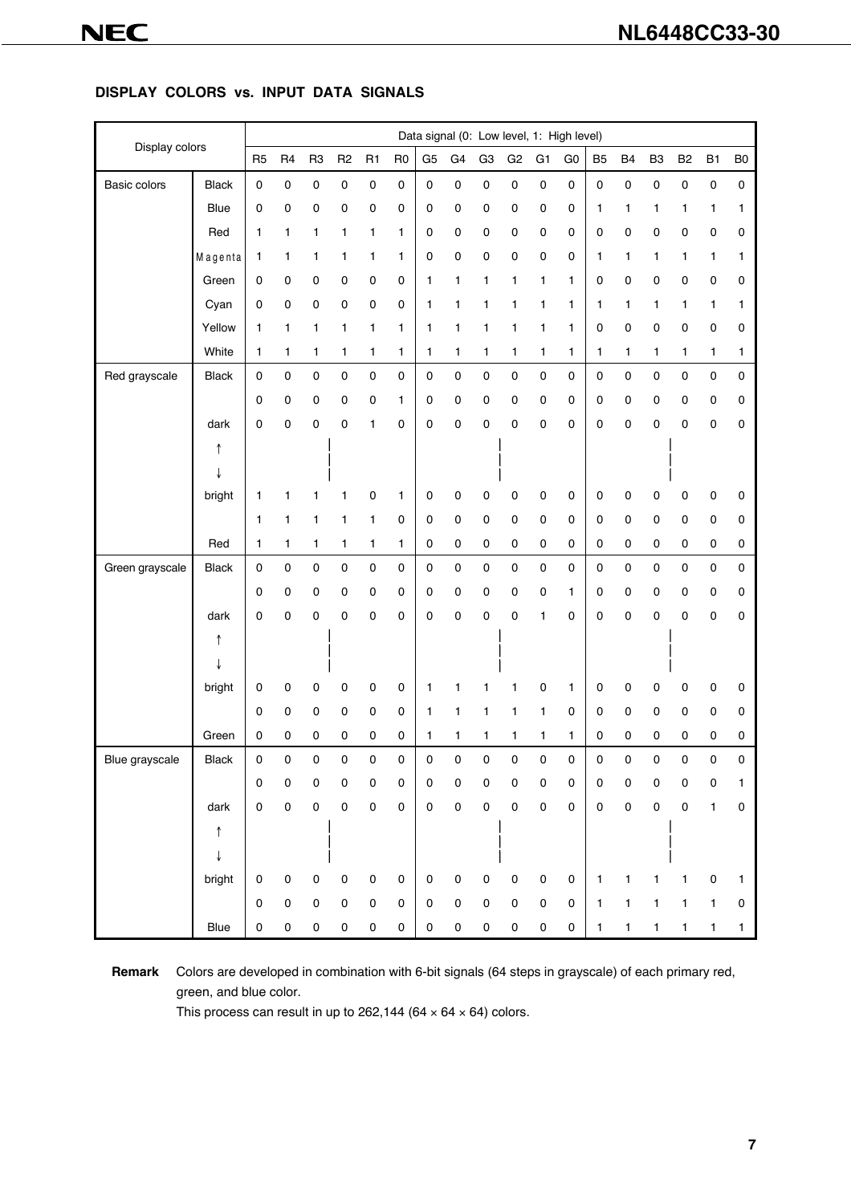**DISPLAY COLORS vs. INPUT DATA SIGNALS**

| Display colors | | Data signal (0: Low level, 1: High level) | | | | | | | | | | | | | | | | | |
|---|---|---|---|---|---|---|---|---|---|---|---|---|---|---|---|---|---|---|---|
| | | R5 | R4 | R3 | R2 | R1 | R0 | G5 | G4 | G3 | G2 | G1 | G0 | B5 | B4 | B3 | B2 | B1 | B0 |
| Basic colors | Black | 0 | 0 | 0 | 0 | 0 | 0 | 0 | 0 | 0 | 0 | 0 | 0 | 0 | 0 | 0 | 0 | 0 | 0 |
| | Blue | 0 | 0 | 0 | 0 | 0 | 0 | 0 | 0 | 0 | 0 | 0 | 0 | 1 | 1 | 1 | 1 | 1 | 1 |
| | Red | 1 | 1 | 1 | 1 | 1 | 1 | 0 | 0 | 0 | 0 | 0 | 0 | 0 | 0 | 0 | 0 | 0 | 0 |
| | Magenta | 1 | 1 | 1 | 1 | 1 | 1 | 0 | 0 | 0 | 0 | 0 | 0 | 1 | 1 | 1 | 1 | 1 | 1 |
| | Green | 0 | 0 | 0 | 0 | 0 | 0 | 1 | 1 | 1 | 1 | 1 | 1 | 0 | 0 | 0 | 0 | 0 | 0 |
| | Cyan | 0 | 0 | 0 | 0 | 0 | 0 | 1 | 1 | 1 | 1 | 1 | 1 | 1 | 1 | 1 | 1 | 1 | 1 |
| | Yellow | 1 | 1 | 1 | 1 | 1 | 1 | 1 | 1 | 1 | 1 | 1 | 1 | 0 | 0 | 0 | 0 | 0 | 0 |
| | White | 1 | 1 | 1 | 1 | 1 | 1 | 1 | 1 | 1 | 1 | 1 | 1 | 1 | 1 | 1 | 1 | 1 | 1 |
| Red grayscale | Black | 0 | 0 | 0 | 0 | 0 | 0 | 0 | 0 | 0 | 0 | 0 | 0 | 0 | 0 | 0 | 0 | 0 | 0 |
| | | 0 | 0 | 0 | 0 | 0 | 1 | 0 | 0 | 0 | 0 | 0 | 0 | 0 | 0 | 0 | 0 | 0 | 0 |
| | dark | 0 | 0 | 0 | 0 | 1 | 0 | 0 | 0 | 0 | 0 | 0 | 0 | 0 | 0 | 0 | 0 | 0 | 0 |
| | ↑ | | | | \| | | | | | | \| | | | | | | \| | | |
| | ↓ | | | | \| | | | | | | \| | | | | | | \| | | |
| | bright | 1 | 1 | 1 | 1 | 0 | 1 | 0 | 0 | 0 | 0 | 0 | 0 | 0 | 0 | 0 | 0 | 0 | 0 |
| | | 1 | 1 | 1 | 1 | 1 | 0 | 0 | 0 | 0 | 0 | 0 | 0 | 0 | 0 | 0 | 0 | 0 | 0 |
| | Red | 1 | 1 | 1 | 1 | 1 | 1 | 0 | 0 | 0 | 0 | 0 | 0 | 0 | 0 | 0 | 0 | 0 | 0 |
| Green grayscale | Black | 0 | 0 | 0 | 0 | 0 | 0 | 0 | 0 | 0 | 0 | 0 | 0 | 0 | 0 | 0 | 0 | 0 | 0 |
| | | 0 | 0 | 0 | 0 | 0 | 0 | 0 | 0 | 0 | 0 | 0 | 1 | 0 | 0 | 0 | 0 | 0 | 0 |
| | dark | 0 | 0 | 0 | 0 | 0 | 0 | 0 | 0 | 0 | 0 | 1 | 0 | 0 | 0 | 0 | 0 | 0 | 0 |
| | ↑ | | | | \| | | | | | | \| | | | | | | \| | | |
| | ↓ | | | | \| | | | | | | \| | | | | | | \| | | |
| | bright | 0 | 0 | 0 | 0 | 0 | 0 | 1 | 1 | 1 | 1 | 0 | 1 | 0 | 0 | 0 | 0 | 0 | 0 |
| | | 0 | 0 | 0 | 0 | 0 | 0 | 1 | 1 | 1 | 1 | 1 | 0 | 0 | 0 | 0 | 0 | 0 | 0 |
| | Green | 0 | 0 | 0 | 0 | 0 | 0 | 1 | 1 | 1 | 1 | 1 | 1 | 0 | 0 | 0 | 0 | 0 | 0 |
| Blue grayscale | Black | 0 | 0 | 0 | 0 | 0 | 0 | 0 | 0 | 0 | 0 | 0 | 0 | 0 | 0 | 0 | 0 | 0 | 0 |
| | | 0 | 0 | 0 | 0 | 0 | 0 | 0 | 0 | 0 | 0 | 0 | 0 | 0 | 0 | 0 | 0 | 0 | 1 |
| | dark | 0 | 0 | 0 | 0 | 0 | 0 | 0 | 0 | 0 | 0 | 0 | 0 | 0 | 0 | 0 | 0 | 1 | 0 |
| | ↑ | | | | \| | | | | | | \| | | | | | | \| | | |
| | ↓ | | | | \| | | | | | | \| | | | | | | \| | | |
| | bright | 0 | 0 | 0 | 0 | 0 | 0 | 0 | 0 | 0 | 0 | 0 | 0 | 1 | 1 | 1 | 1 | 0 | 1 |
| | | 0 | 0 | 0 | 0 | 0 | 0 | 0 | 0 | 0 | 0 | 0 | 0 | 1 | 1 | 1 | 1 | 1 | 0 |
| | Blue | 0 | 0 | 0 | 0 | 0 | 0 | 0 | 0 | 0 | 0 | 0 | 0 | 1 | 1 | 1 | 1 | 1 | 1 |

**Remark** Colors are developed in combination with 6-bit signals (64 steps in grayscale) of each primary red, green, and blue color.
This process can result in up to 262,144 (64 × 64 × 64) colors.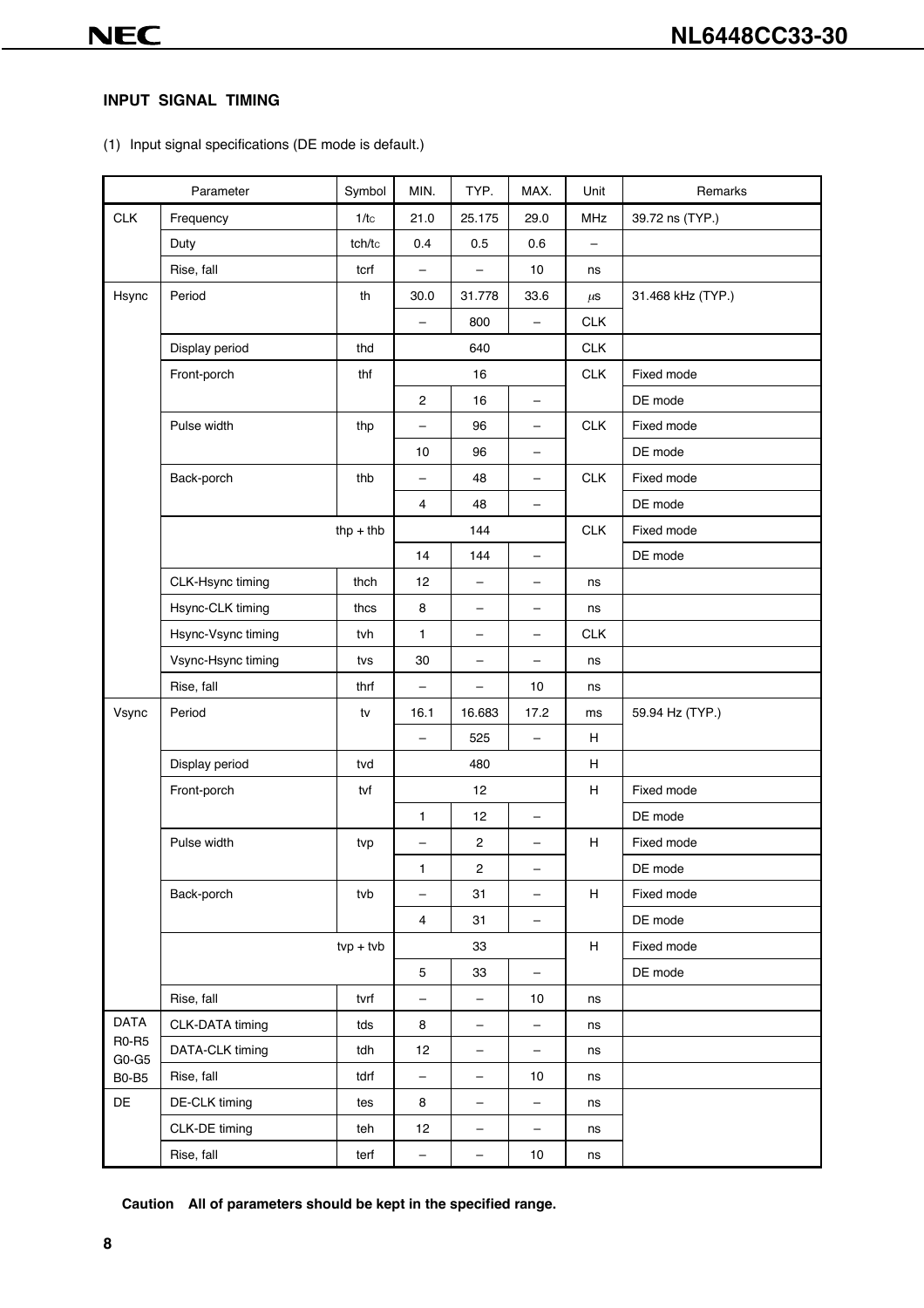## INPUT SIGNAL TIMING

(1) Input signal specifications (DE mode is default.)

| Parameter | | Symbol | MIN. | TYP. | MAX. | Unit | Remarks |
|---|---|---|---|---|---|---|---|
| CLK | Frequency | 1/tc | 21.0 | 25.175 | 29.0 | MHz | 39.72 ns (TYP.) |
| | Duty | tch/tc | 0.4 | 0.5 | 0.6 | – | |
| | Rise, fall | tcrf | – | – | 10 | ns | |
| Hsync | Period | th | 30.0 | 31.778 | 33.6 | μs | 31.468 kHz (TYP.) |
| | | | – | 800 | – | CLK | |
| | Display period | thd | | 640 | | CLK | |
| | Front-porch | thf | | 16 | | CLK | Fixed mode |
| | | | 2 | 16 | – | | DE mode |
| | Pulse width | thp | – | 96 | – | CLK | Fixed mode |
| | | | 10 | 96 | – | | DE mode |
| | Back-porch | thb | – | 48 | – | CLK | Fixed mode |
| | | | 4 | 48 | – | | DE mode |
| | | thp + thb | | 144 | | CLK | Fixed mode |
| | | | 14 | 144 | – | | DE mode |
| | CLK-Hsync timing | thch | 12 | – | – | ns | |
| | Hsync-CLK timing | thcs | 8 | – | – | ns | |
| | Hsync-Vsync timing | tvh | 1 | – | – | CLK | |
| | Vsync-Hsync timing | tvs | 30 | – | – | ns | |
| | Rise, fall | thrf | – | – | 10 | ns | |
| Vsync | Period | tv | 16.1 | 16.683 | 17.2 | ms | 59.94 Hz (TYP.) |
| | | | – | 525 | – | H | |
| | Display period | tvd | | 480 | | H | |
| | Front-porch | tvf | | 12 | | H | Fixed mode |
| | | | 1 | 12 | – | | DE mode |
| | Pulse width | tvp | – | 2 | – | H | Fixed mode |
| | | | 1 | 2 | – | | DE mode |
| | Back-porch | tvb | – | 31 | – | H | Fixed mode |
| | | | 4 | 31 | – | | DE mode |
| | | tvp + tvb | | 33 | | H | Fixed mode |
| | | | 5 | 33 | – | | DE mode |
| | Rise, fall | tvrf | – | – | 10 | ns | |
| DATA R0-R5 G0-G5 B0-B5 | CLK-DATA timing | tds | 8 | – | – | ns | |
| | DATA-CLK timing | tdh | 12 | – | – | ns | |
| | Rise, fall | tdrf | – | – | 10 | ns | |
| DE | DE-CLK timing | tes | 8 | – | – | ns | |
| | CLK-DE timing | teh | 12 | – | – | ns | |
| | Rise, fall | terf | – | – | 10 | ns | |

**Caution All of parameters should be kept in the specified range.**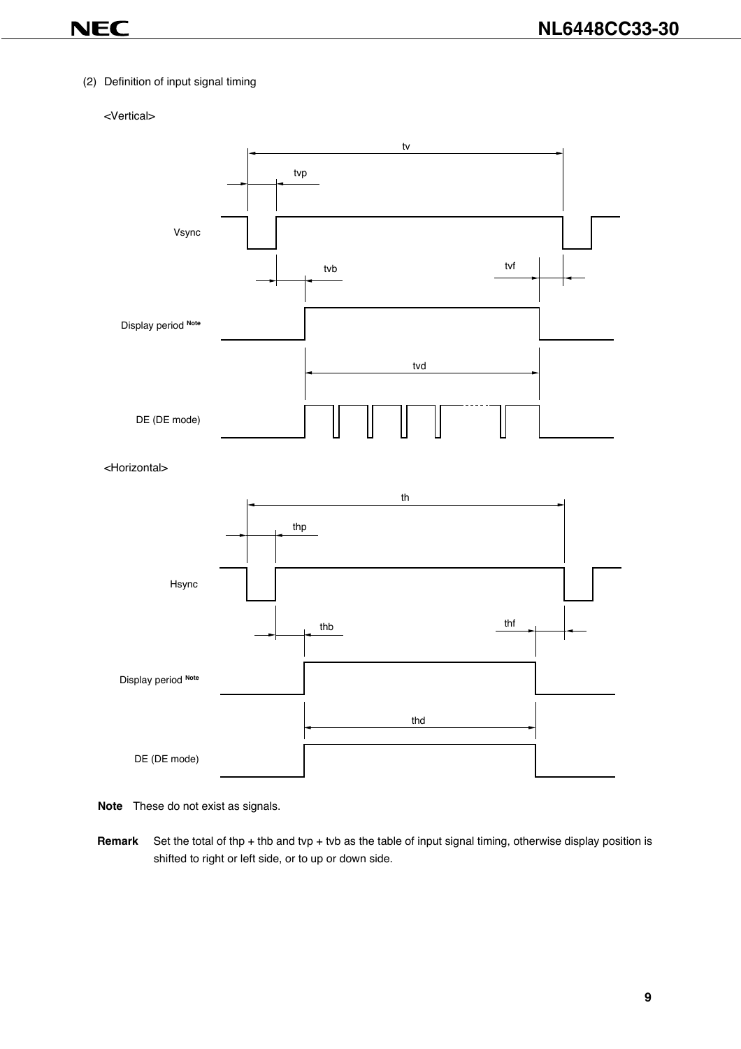(2) Definition of input signal timing

<Vertical>

tv

tvp

Vsync

tvb

tvf

Display period Note

tvd

DE (DE mode)

<Horizontal>

th

thp

Hsync

thb

thf

Display period Note

thd

DE (DE mode)

**Note** These do not exist as signals.

**Remark** Set the total of thp + thb and tvp + tvb as the table of input signal timing, otherwise display position is shifted to right or left side, or to up or down side.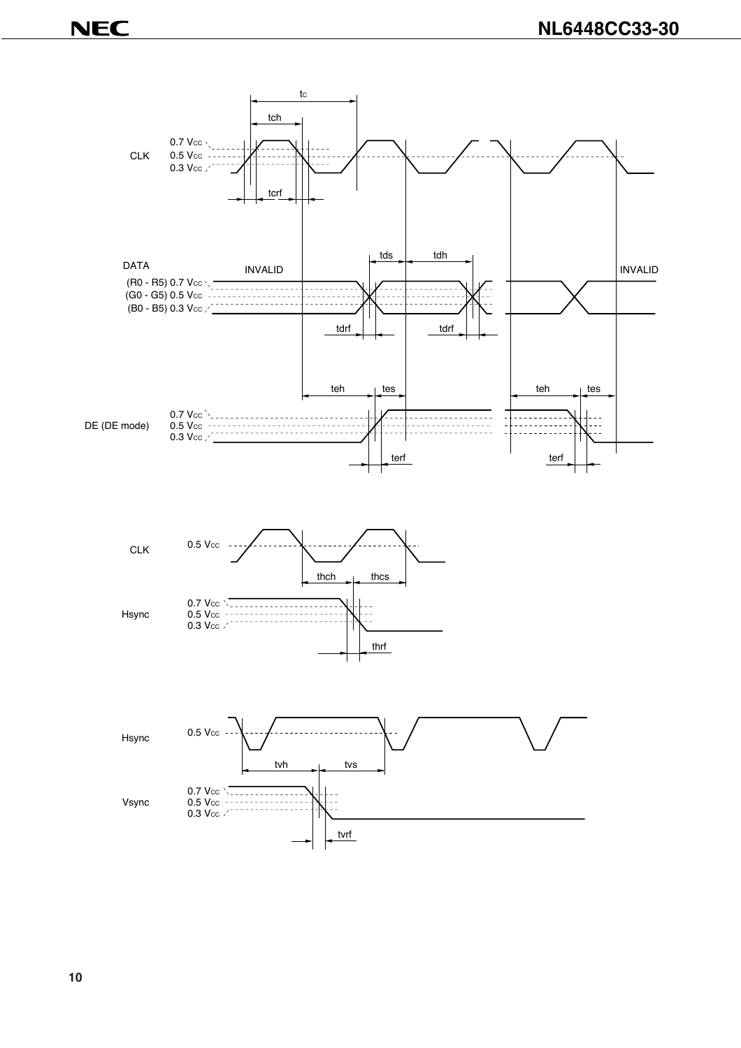tc

tch

CLK

0.7 Vcc
0.5 Vcc
0.3 Vcc

tcrf

DATA

INVALID

INVALID

(R0 - R5) 0.7 Vcc
(G0 - G5) 0.5 Vcc
(B0 - B5) 0.3 Vcc

tds

tdh

tdrf

tdrf

teh

tes

teh

tes

DE (DE mode)

0.7 Vcc
0.5 Vcc
0.3 Vcc

terf

terf

CLK

0.5 Vcc

thch

thcs

Hsync

0.7 Vcc
0.5 Vcc
0.3 Vcc

thrf

Hsync

0.5 Vcc

tvh

tvs

Vsync

0.7 Vcc
0.5 Vcc
0.3 Vcc

tvrf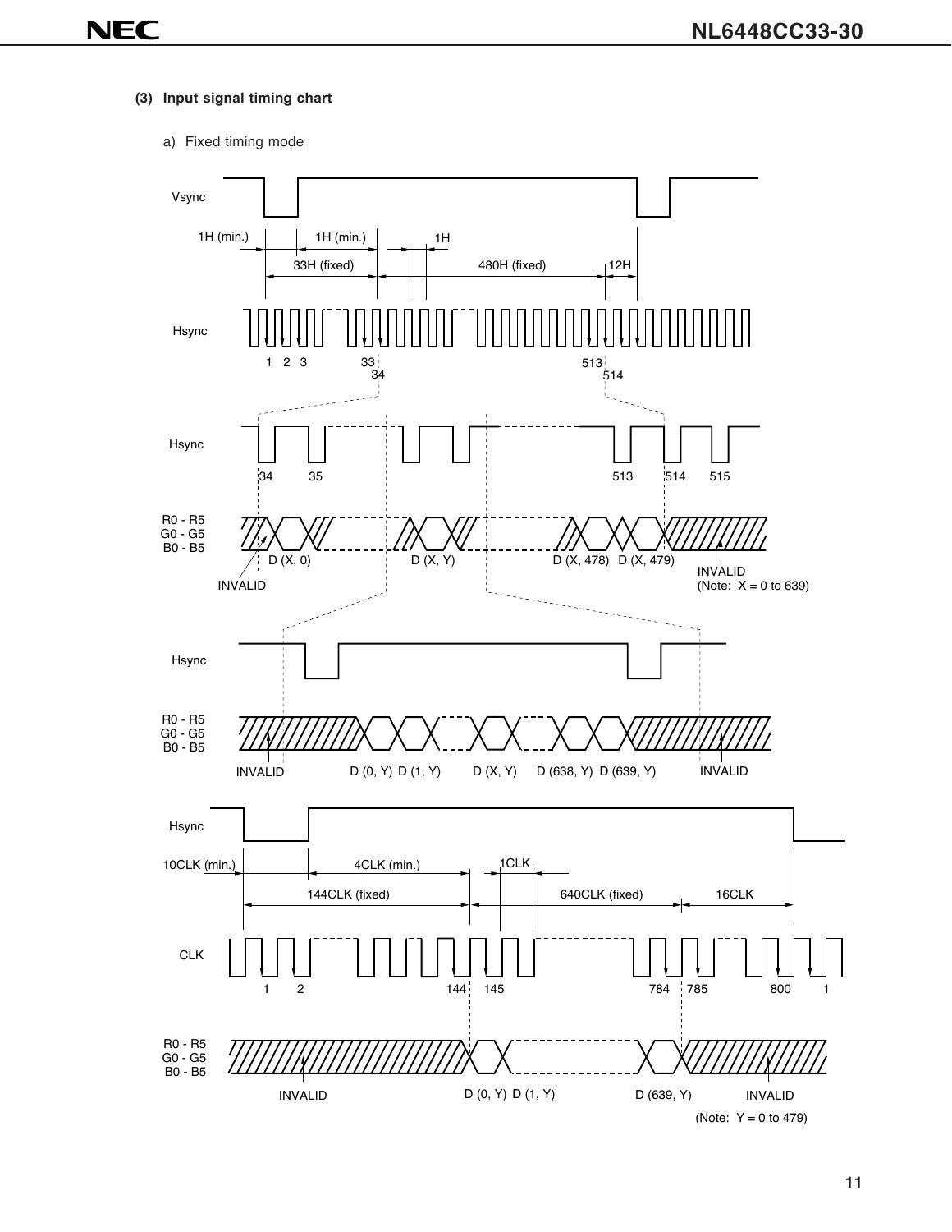### (3) Input signal timing chart

a) Fixed timing mode

Vsync

1H (min.) 1H (min.) 1H

33H (fixed) 480H (fixed) 12H

Hsync

1 2 3 33 34 513 514

Hsync

34 35 513 514 515

R0 - R5
G0 - G5
B0 - B5

INVALID D (X, 0) D (X, Y) D (X, 478) D (X, 479) INVALID (Note: X = 0 to 639)

Hsync

R0 - R5
G0 - G5
B0 - B5

INVALID D (0, Y) D (1, Y) D (X, Y) D (638, Y) D (639, Y) INVALID

Hsync

10CLK (min.) 4CLK (min.) 1CLK

144CLK (fixed) 640CLK (fixed) 16CLK

CLK

1 2 144 145 784 785 800 1

R0 - R5
G0 - G5
B0 - B5

INVALID D (0, Y) D (1, Y) D (639, Y) INVALID

(Note: Y = 0 to 479)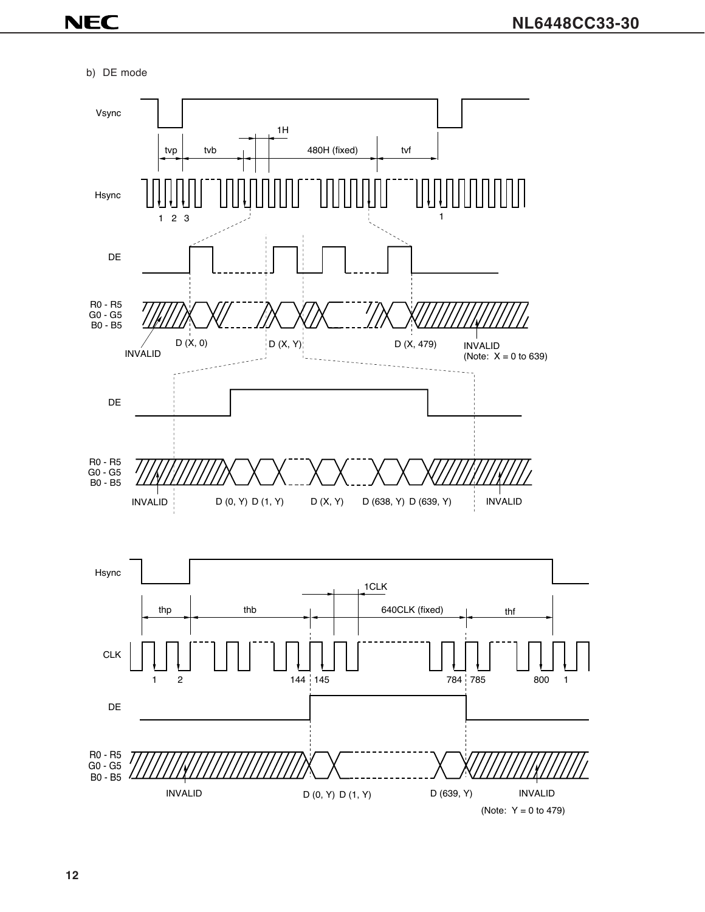b) DE mode

Vsync

tvp tvb 1H 480H (fixed) tvf

Hsync

1 2 3 1

DE

R0 - R5
G0 - G5
B0 - B5

INVALID D (X, 0) D (X, Y) D (X, 479) INVALID
(Note: X = 0 to 639)

DE

R0 - R5
G0 - G5
B0 - B5

INVALID D (0, Y) D (1, Y) D (X, Y) D (638, Y) D (639, Y) INVALID

Hsync

thp thb 1CLK 640CLK (fixed) thf

CLK

1 2 144 145 784 785 800 1

DE

R0 - R5
G0 - G5
B0 - B5

INVALID D (0, Y) D (1, Y) D (639, Y) INVALID

(Note: Y = 0 to 479)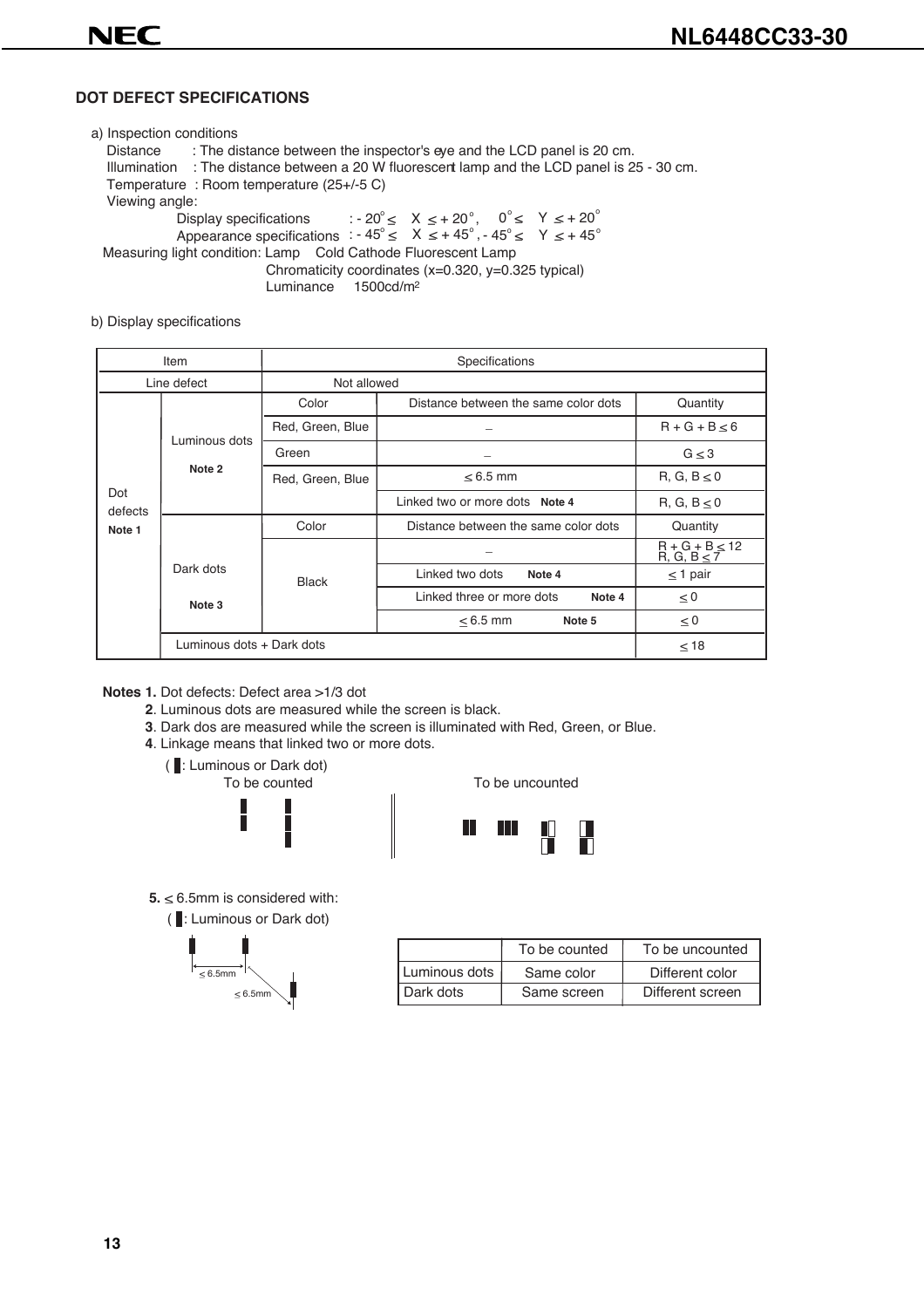### DOT DEFECT SPECIFICATIONS

a) Inspection conditions

Distance : The distance between the inspector's eye and the LCD panel is 20 cm.
Illumination : The distance between a 20 W fluorescent lamp and the LCD panel is 25 - 30 cm.
Temperature : Room temperature (25+/-5 C)
Viewing angle:

Display specifications : $-20^\circ \leq X \leq +20^\circ$, $0^\circ \leq Y \leq +20^\circ$
Appearance specifications : $-45^\circ \leq X \leq +45^\circ$, $-45^\circ \leq Y \leq +45^\circ$

Measuring light condition: Lamp Cold Cathode Fluorescent Lamp
Chromaticity coordinates (x=0.320, y=0.325 typical)
Luminance 1500cd/m$^2$

b) Display specifications

| Item | | Specifications | | |
|---|---|---|---|---|
| Line defect | | Not allowed | | |
| Dot defects Note 1 | Luminous dots Note 2 | Color | Distance between the same color dots | Quantity |
| | | Red, Green, Blue | – | $R + G + B \leq 6$ |
| | | Green | – | $G \leq 3$ |
| | | Red, Green, Blue | $\leq$ 6.5 mm | R, G, B $\leq 0$ |
| | | | Linked two or more dots Note 4 | R, G, B $\leq 0$ |
| | Dark dots Note 3 | Color | Distance between the same color dots | Quantity |
| | | Black | – | $R + G + B \leq 12$ R, G, B $\leq 7$ |
| | | | Linked two dots Note 4 | $\leq$ 1 pair |
| | | | Linked three or more dots Note 4 | $\leq 0$ |
| | | | $\leq$ 6.5 mm Note 5 | $\leq 0$ |
| | Luminous dots + Dark dots | | | $\leq 18$ |

**Notes 1.** Dot defects: Defect area >1/3 dot

**2**. Luminous dots are measured while the screen is black.

**3**. Dark dos are measured while the screen is illuminated with Red, Green, or Blue.

**4**. Linkage means that linked two or more dots.

( ▌: Luminous or Dark dot)

To be counted

To be uncounted

**5.** $\leq$ 6.5mm is considered with:

( ▌: Luminous or Dark dot)

$\leq$ 6.5mm

$\leq$ 6.5mm

| | To be counted | To be uncounted |
|---|---|---|
| Luminous dots | Same color | Different color |
| Dark dots | Same screen | Different screen |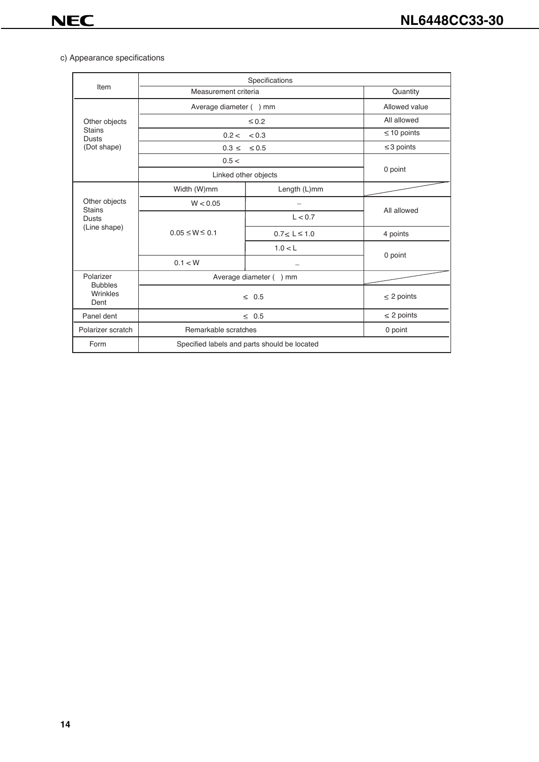c) Appearance specifications

| Item | Specifications | | |
|---|---|---|---|
| | Measurement criteria | | Quantity |
| Other objects Stains Dusts (Dot shape) | Average diameter ( ) mm | | Allowed value |
| | ≤ 0.2 | | All allowed |
| | 0.2 < < 0.3 | | ≤ 10 points |
| | 0.3 ≤ ≤ 0.5 | | ≤ 3 points |
| | 0.5 < | | 0 point |
| | Linked other objects | | |
| Other objects Stains Dusts (Line shape) | Width (W)mm | Length (L)mm | |
| | W < 0.05 | – | All allowed |
| | 0.05 ≤ W ≤ 0.1 | L < 0.7 | |
| | | 0.7≤ L ≤ 1.0 | 4 points |
| | | 1.0 < L | 0 point |
| | 0.1 < W | – | |
| Polarizer Bubbles Wrinkles Dent | Average diameter ( ) mm | | |
| | ≤ 0.5 | | ≤ 2 points |
| Panel dent | ≤ 0.5 | | ≤ 2 points |
| Polarizer scratch | Remarkable scratches | | 0 point |
| Form | Specified labels and parts should be located | | |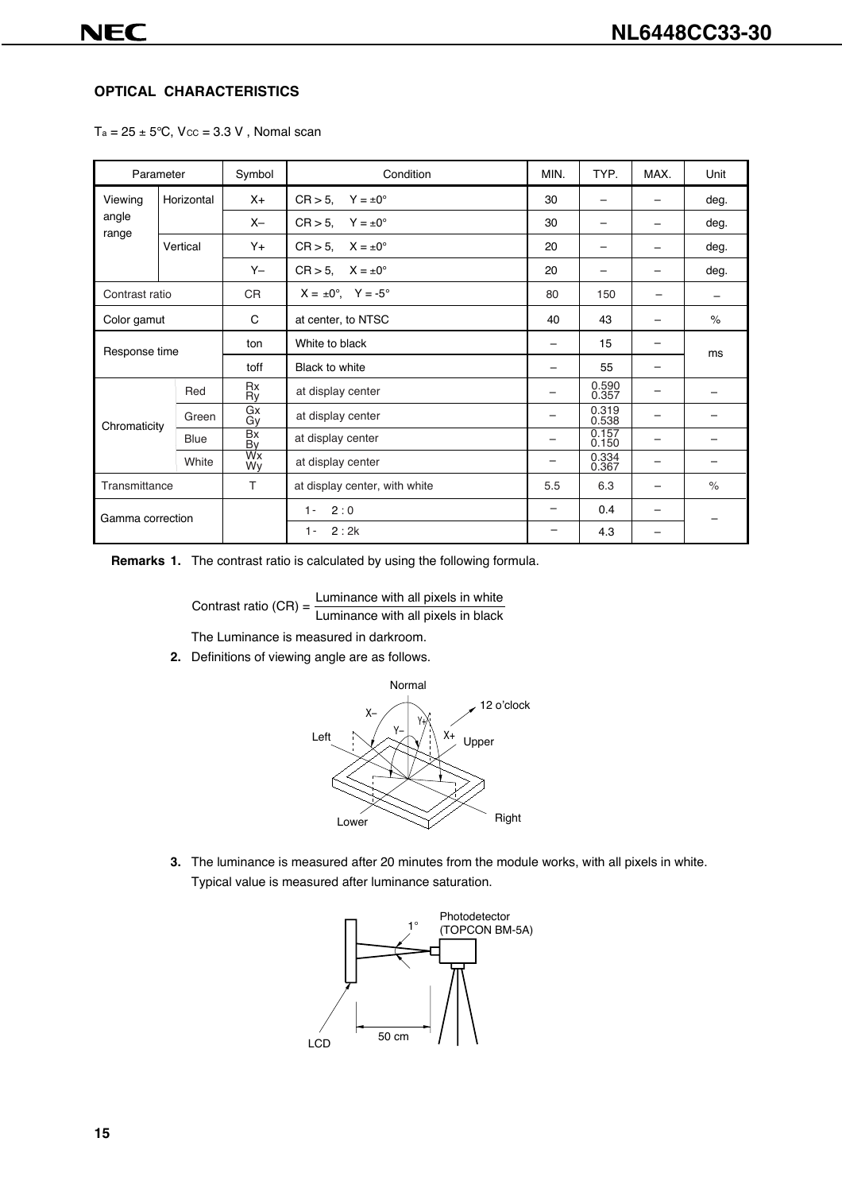## OPTICAL CHARACTERISTICS

$T_a$ = 25 ± 5°C, $V_{CC}$ = 3.3 V , Nomal scan

| Parameter | | Symbol | Condition | MIN. | TYP. | MAX. | Unit |
|---|---|---|---|---|---|---|---|
| Viewing angle range | Horizontal | X+ | CR > 5, Y = ±0° | 30 | – | – | deg. |
| | | X– | CR > 5, Y = ±0° | 30 | – | – | deg. |
| | Vertical | Y+ | CR > 5, X = ±0° | 20 | – | – | deg. |
| | | Y– | CR > 5, X = ±0° | 20 | – | – | deg. |
| Contrast ratio | | CR | X = ±0°, Y = -5° | 80 | 150 | – | – |
| Color gamut | | C | at center, to NTSC | 40 | 43 | – | % |
| Response time | | ton | White to black | – | 15 | – | ms |
| | | toff | Black to white | – | 55 | – | ms |
| Chromaticity | Red | Rx<br>Ry | at display center | – | 0.590<br>0.357 | – | – |
| | Green | Gx<br>Gy | at display center | – | 0.319<br>0.538 | – | – |
| | Blue | Bx<br>By | at display center | – | 0.157<br>0.150 | – | – |
| | White | Wx<br>Wy | at display center | – | 0.334<br>0.367 | – | – |
| Transmittance | | T | at display center, with white | 5.5 | 6.3 | – | % |
| Gamma correction | | | 1- 2 : 0 | – | 0.4 | – | – |
| | | | 1- 2 : 2k | – | 4.3 | – | – |

**Remarks 1.** The contrast ratio is calculated by using the following formula.

$$\text{Contrast ratio (CR)} = \frac{\text{Luminance with all pixels in white}}{\text{Luminance with all pixels in black}}$$

The Luminance is measured in darkroom.

**2.** Definitions of viewing angle are as follows.

Normal, 12 o'clock, X–, Y–, Y+, X+, Left, Upper, Lower, Right

**3.** The luminance is measured after 20 minutes from the module works, with all pixels in white. Typical value is measured after luminance saturation.

Photodetector (TOPCON BM-5A), 1°, LCD, 50 cm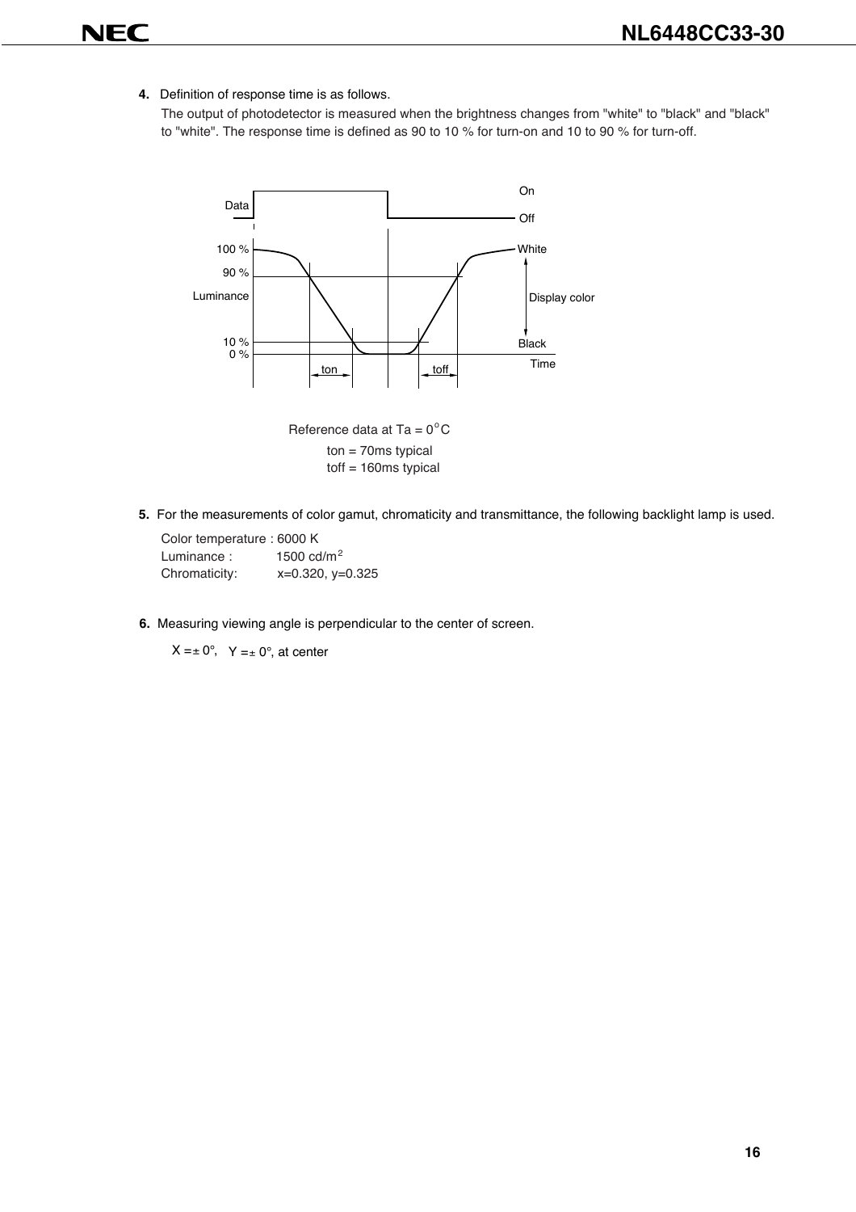**4.** Definition of response time is as follows.

The output of photodetector is measured when the brightness changes from "white" to "black" and "black" to "white". The response time is defined as 90 to 10 % for turn-on and 10 to 90 % for turn-off.

Data

On

Off

100 %

90 %

Luminance

10 %

0 %

White

Display color

Black

Time

ton

toff

Reference data at Ta = 0°C

ton = 70ms typical

toff = 160ms typical

**5.** For the measurements of color gamut, chromaticity and transmittance, the following backlight lamp is used.

Color temperature : 6000 K
Luminance : 1500 cd/$m^2$
Chromaticity: x=0.320, y=0.325

**6.** Measuring viewing angle is perpendicular to the center of screen.

X =± 0°, Y =± 0°, at center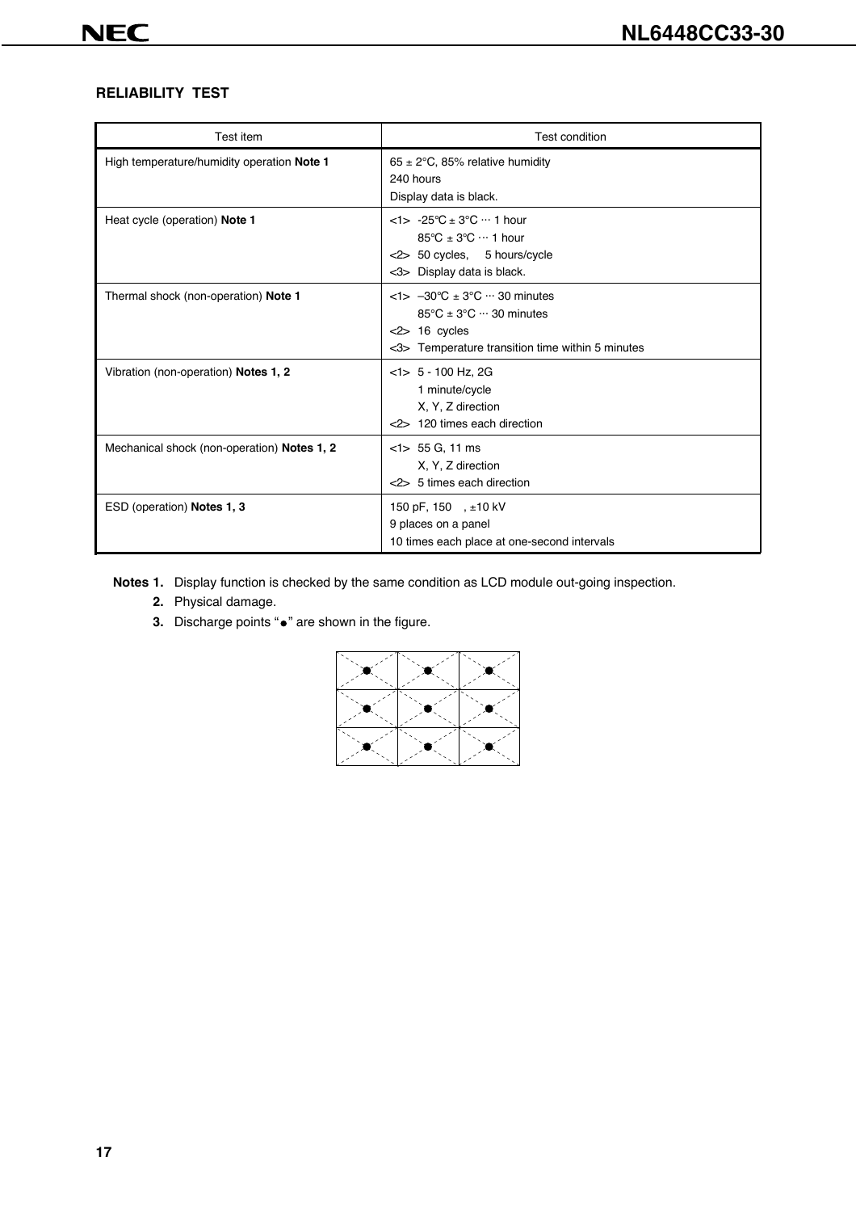## RELIABILITY TEST

| Test item | Test condition |
|---|---|
| High temperature/humidity operation **Note 1** | 65 ± 2°C, 85% relative humidity<br>240 hours<br>Display data is black. |
| Heat cycle (operation) **Note 1** | <1> -25°C ± 3°C ··· 1 hour<br>85°C ± 3°C ··· 1 hour<br><2> 50 cycles, 5 hours/cycle<br><3> Display data is black. |
| Thermal shock (non-operation) **Note 1** | <1> –30°C ± 3°C ··· 30 minutes<br>85°C ± 3°C ··· 30 minutes<br><2> 16 cycles<br><3> Temperature transition time within 5 minutes |
| Vibration (non-operation) **Notes 1, 2** | <1> 5 - 100 Hz, 2G<br>1 minute/cycle<br>X, Y, Z direction<br><2> 120 times each direction |
| Mechanical shock (non-operation) **Notes 1, 2** | <1> 55 G, 11 ms<br>X, Y, Z direction<br><2> 5 times each direction |
| ESD (operation) **Notes 1, 3** | 150 pF, 150 , ±10 kV<br>9 places on a panel<br>10 times each place at one-second intervals |

**Notes 1.** Display function is checked by the same condition as LCD module out-going inspection.

**2.** Physical damage.

**3.** Discharge points "●" are shown in the figure.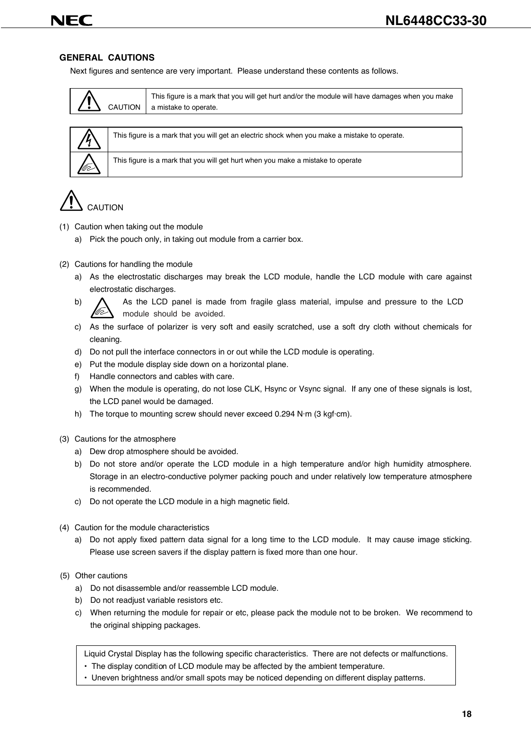## GENERAL CAUTIONS

Next figures and sentence are very important. Please understand these contents as follows.

| CAUTION | This figure is a mark that you will get hurt and/or the module will have damages when you make a mistake to operate. |
|---|---|

| | |
|---|---|
| | This figure is a mark that you will get an electric shock when you make a mistake to operate. |
| | This figure is a mark that you will get hurt when you make a mistake to operate |

### CAUTION

(1) Caution when taking out the module

a) Pick the pouch only, in taking out module from a carrier box.

(2) Cautions for handling the module

a) As the electrostatic discharges may break the LCD module, handle the LCD module with care against electrostatic discharges.

b) As the LCD panel is made from fragile glass material, impulse and pressure to the LCD module should be avoided.

c) As the surface of polarizer is very soft and easily scratched, use a soft dry cloth without chemicals for cleaning.

d) Do not pull the interface connectors in or out while the LCD module is operating.

e) Put the module display side down on a horizontal plane.

f) Handle connectors and cables with care.

g) When the module is operating, do not lose CLK, Hsync or Vsync signal. If any one of these signals is lost, the LCD panel would be damaged.

h) The torque to mounting screw should never exceed 0.294 N·m (3 kgf·cm).

(3) Cautions for the atmosphere

a) Dew drop atmosphere should be avoided.

b) Do not store and/or operate the LCD module in a high temperature and/or high humidity atmosphere. Storage in an electro-conductive polymer packing pouch and under relatively low temperature atmosphere is recommended.

c) Do not operate the LCD module in a high magnetic field.

(4) Caution for the module characteristics

a) Do not apply fixed pattern data signal for a long time to the LCD module. It may cause image sticking. Please use screen savers if the display pattern is fixed more than one hour.

(5) Other cautions

a) Do not disassemble and/or reassemble LCD module.

b) Do not readjust variable resistors etc.

c) When returning the module for repair or etc, please pack the module not to be broken. We recommend to the original shipping packages.

> Liquid Crystal Display has the following specific characteristics. There are not defects or malfunctions.
> - The display condition of LCD module may be affected by the ambient temperature.
> - Uneven brightness and/or small spots may be noticed depending on different display patterns.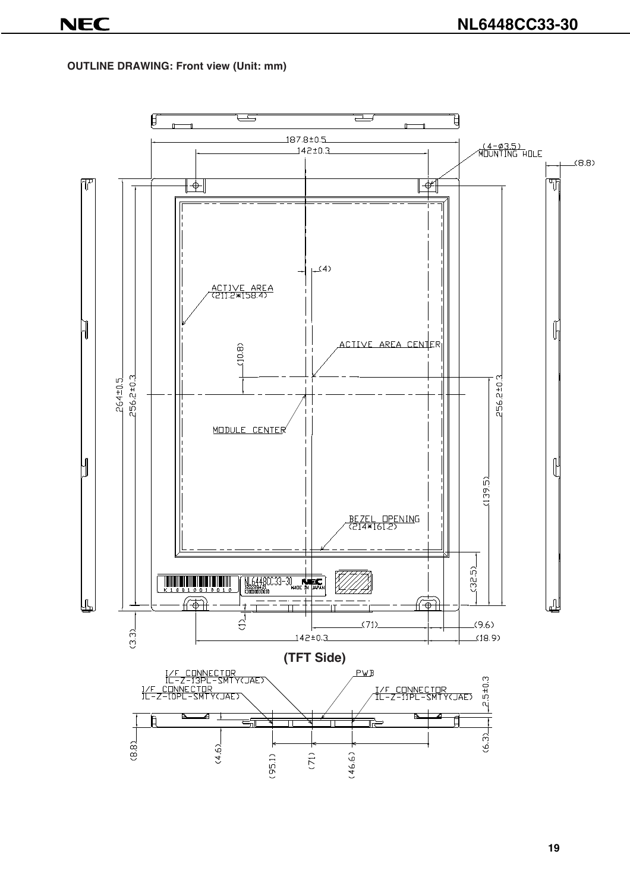**OUTLINE DRAWING: Front view (Unit: mm)**

187.8±0.5
142±0.3
(4-ø3.5)
MOUNTING HOLE
(8.8)
(4)
ACTIVE AREA
(211.2*158.4)
ACTIVE AREA CENTER
(10.8)
264±0.5
256.2±0.3
256.2±0.3
MODULE CENTER
(139.5)
BEZEL OPENING
(214*161.2)
(32.5)
NL6448CC33-30
MADE IN JAPAN
(1)
(71)
(9.6)
(3.3)
142±0.3
(18.9)

**(TFT Side)**

I/F CONNECTOR
IL-Z-13PL-SMTY(JAE)
I/F CONNECTOR
IL-Z-10PL-SMTY(JAE)
PWB
I/F CONNECTOR
IL-Z-11PL-SMTY(JAE)
2.5±0.3
(8.8)
(4.6)
(95.1)
(71)
(46.6)
(6.3)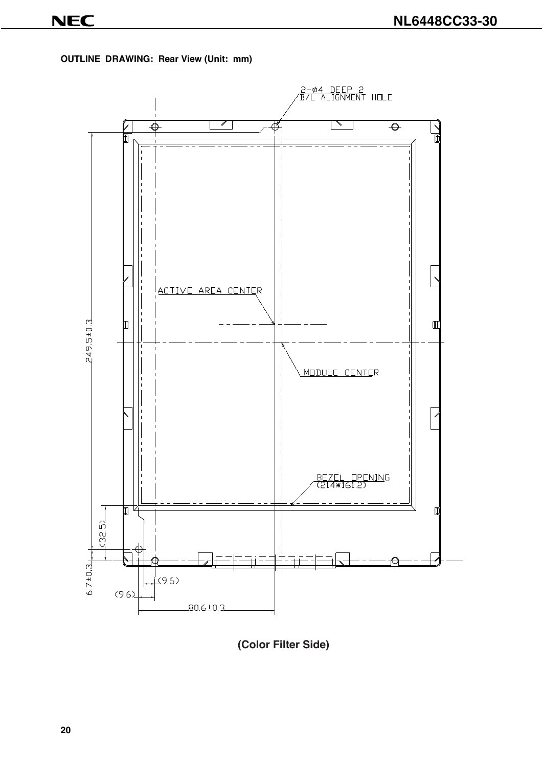**OUTLINE DRAWING: Rear View (Unit: mm)**

2-ø4 DEEP 2
B/L ALIGNMENT HOLE

ACTIVE AREA CENTER

MODULE CENTER

BEZEL OPENING
(214*161.2)

249.5±0.3

(32.5)

6.7±0.3

(9.6)

(9.6)

80.6±0.3

**(Color Filter Side)**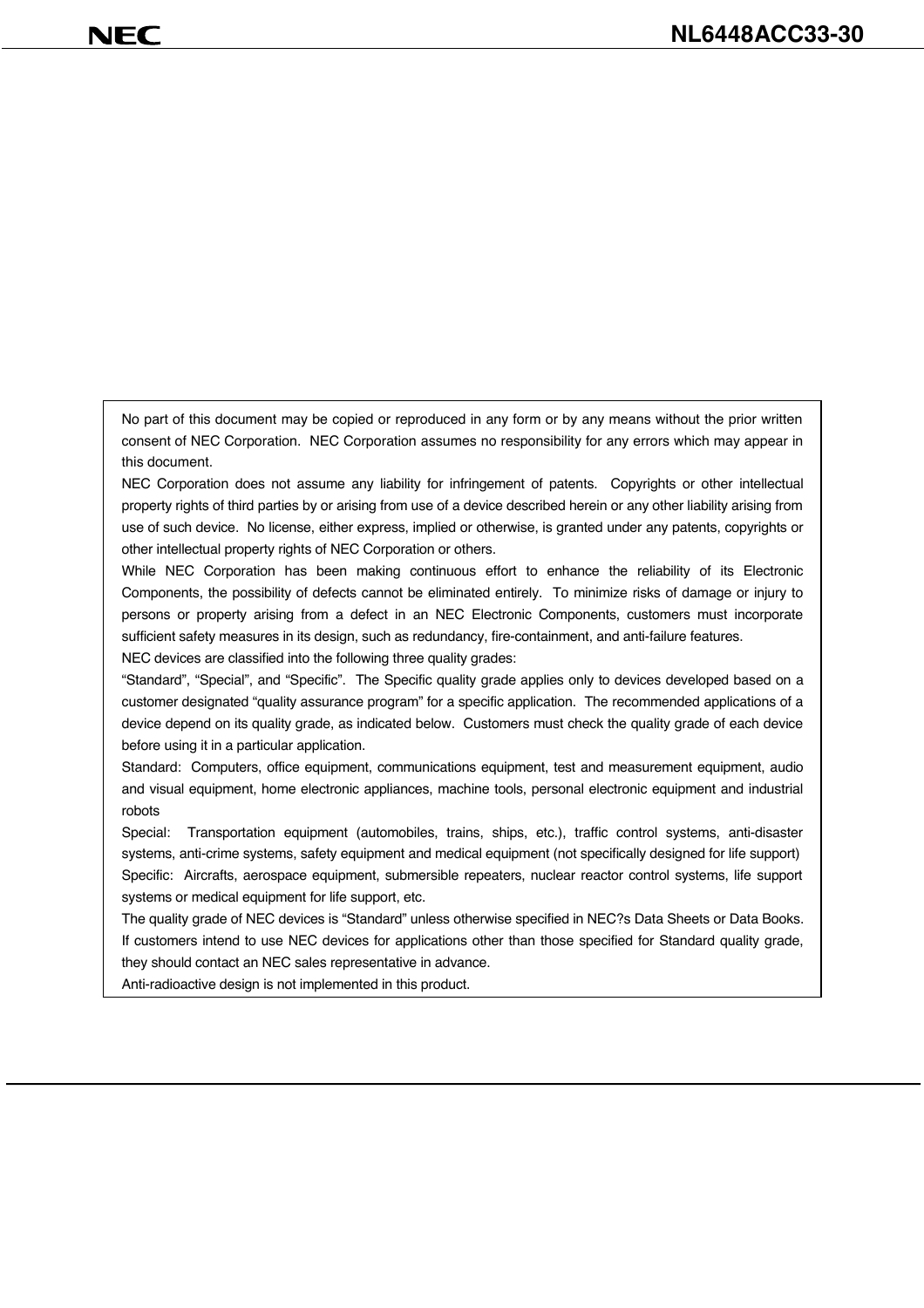No part of this document may be copied or reproduced in any form or by any means without the prior written consent of NEC Corporation. NEC Corporation assumes no responsibility for any errors which may appear in this document.

NEC Corporation does not assume any liability for infringement of patents. Copyrights or other intellectual property rights of third parties by or arising from use of a device described herein or any other liability arising from use of such device. No license, either express, implied or otherwise, is granted under any patents, copyrights or other intellectual property rights of NEC Corporation or others.

While NEC Corporation has been making continuous effort to enhance the reliability of its Electronic Components, the possibility of defects cannot be eliminated entirely. To minimize risks of damage or injury to persons or property arising from a defect in an NEC Electronic Components, customers must incorporate sufficient safety measures in its design, such as redundancy, fire-containment, and anti-failure features.

NEC devices are classified into the following three quality grades:

"Standard", "Special", and "Specific". The Specific quality grade applies only to devices developed based on a customer designated "quality assurance program" for a specific application. The recommended applications of a device depend on its quality grade, as indicated below. Customers must check the quality grade of each device before using it in a particular application.

Standard: Computers, office equipment, communications equipment, test and measurement equipment, audio and visual equipment, home electronic appliances, machine tools, personal electronic equipment and industrial robots

Special: Transportation equipment (automobiles, trains, ships, etc.), traffic control systems, anti-disaster systems, anti-crime systems, safety equipment and medical equipment (not specifically designed for life support)

Specific: Aircrafts, aerospace equipment, submersible repeaters, nuclear reactor control systems, life support systems or medical equipment for life support, etc.

The quality grade of NEC devices is "Standard" unless otherwise specified in NEC?s Data Sheets or Data Books. If customers intend to use NEC devices for applications other than those specified for Standard quality grade, they should contact an NEC sales representative in advance.

Anti-radioactive design is not implemented in this product.